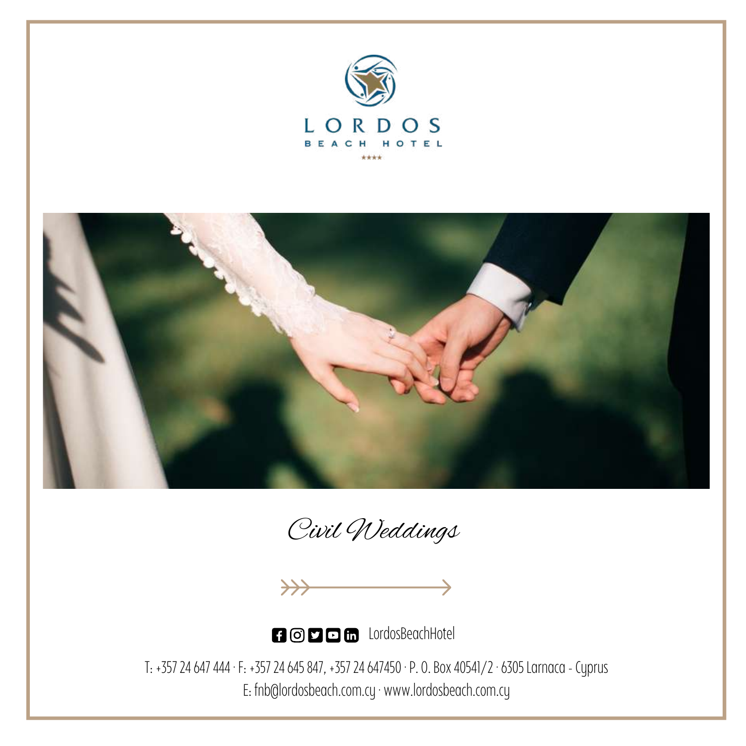LORDOS
BEACH HOTEL
★★★★

# Civil Weddings

LordosBeachHotel

T: +357 24 647 444 · F: +357 24 645 847, +357 24 647450 · P. O. Box 40541/2 · 6305 Larnaca - Cyprus
E: fnb@lordosbeach.com.cy · www.lordosbeach.com.cy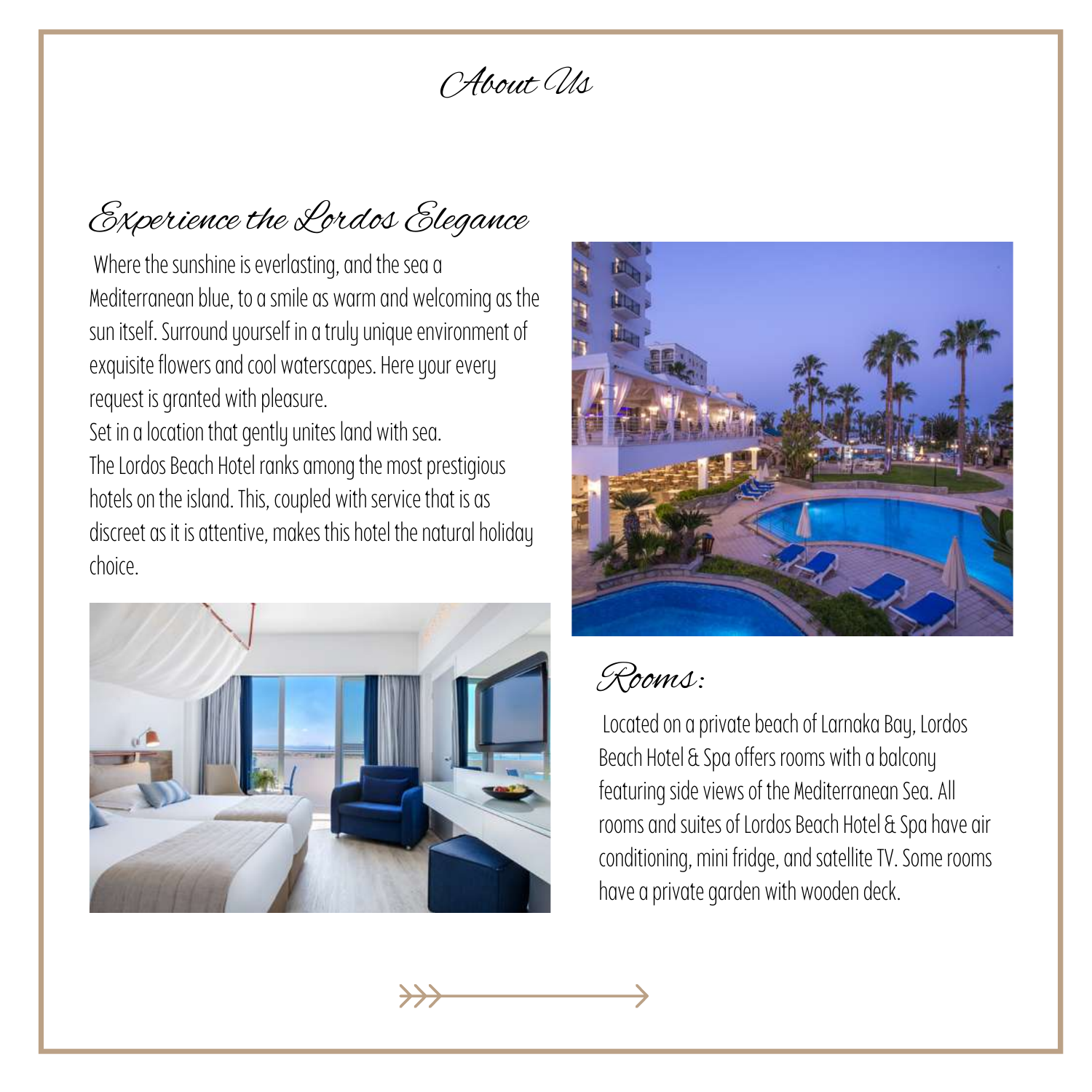# About Us

## Experience the Lordos Elegance

Where the sunshine is everlasting, and the sea a Mediterranean blue, to a smile as warm and welcoming as the sun itself. Surround yourself in a truly unique environment of exquisite flowers and cool waterscapes. Here your every request is granted with pleasure.

Set in a location that gently unites land with sea.

The Lordos Beach Hotel ranks among the most prestigious hotels on the island. This, coupled with service that is as discreet as it is attentive, makes this hotel the natural holiday choice.

## Rooms:

Located on a private beach of Larnaka Bay, Lordos Beach Hotel & Spa offers rooms with a balcony featuring side views of the Mediterranean Sea. All rooms and suites of Lordos Beach Hotel & Spa have air conditioning, mini fridge, and satellite TV. Some rooms have a private garden with wooden deck.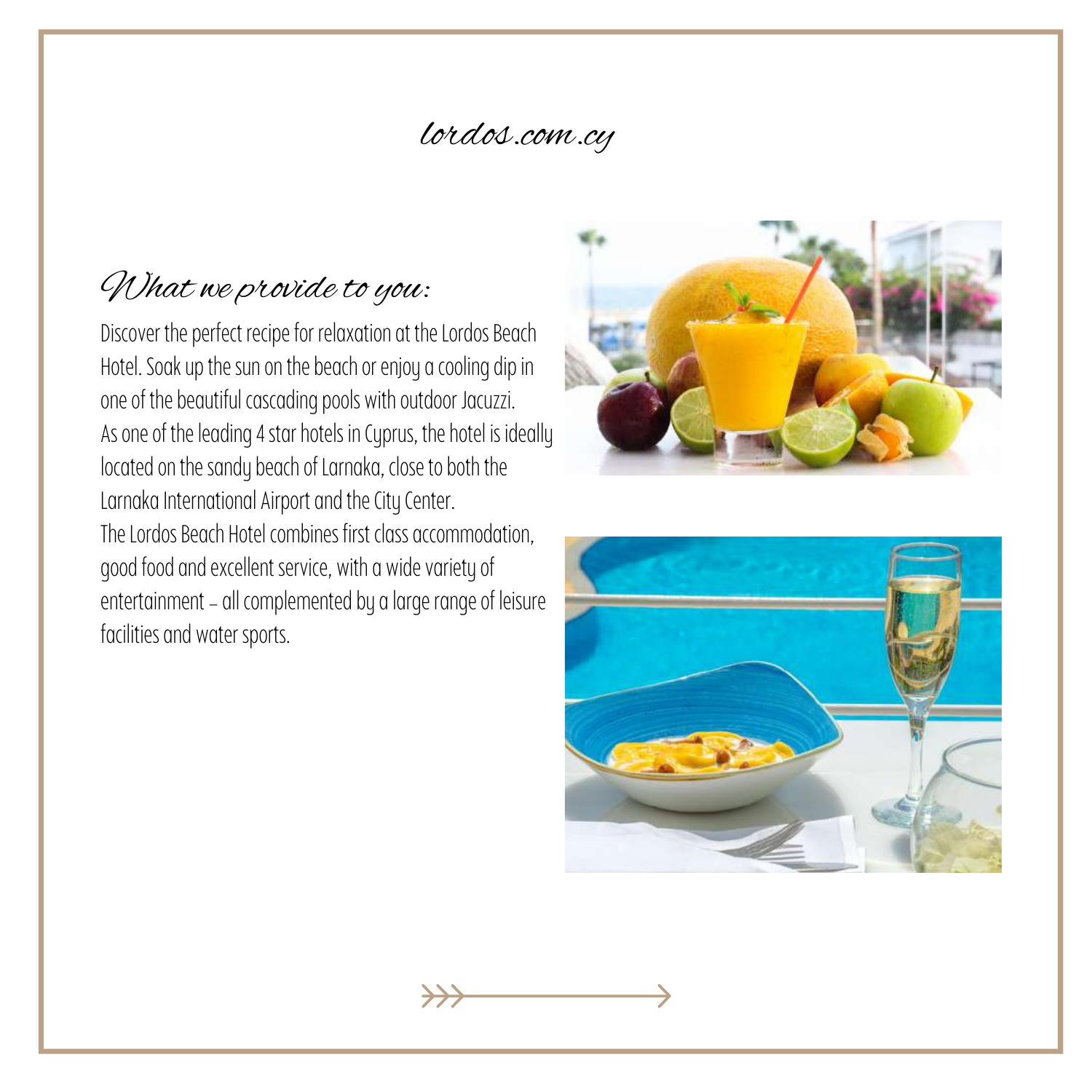*lordos.com.cy*

## *What we provide to you:*

Discover the perfect recipe for relaxation at the Lordos Beach Hotel. Soak up the sun on the beach or enjoy a cooling dip in one of the beautiful cascading pools with outdoor Jacuzzi.
As one of the leading 4 star hotels in Cyprus, the hotel is ideally located on the sandy beach of Larnaka, close to both the Larnaka International Airport and the City Center.
The Lordos Beach Hotel combines first class accommodation, good food and excellent service, with a wide variety of entertainment – all complemented by a large range of leisure facilities and water sports.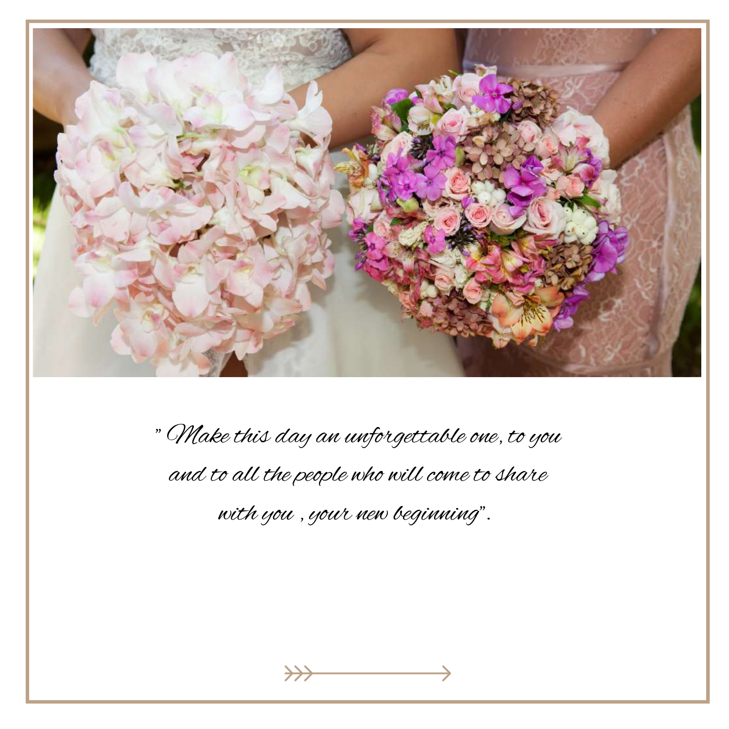*" Make this day an unforgettable one, to you and to all the people who will come to share with you , your new beginning".*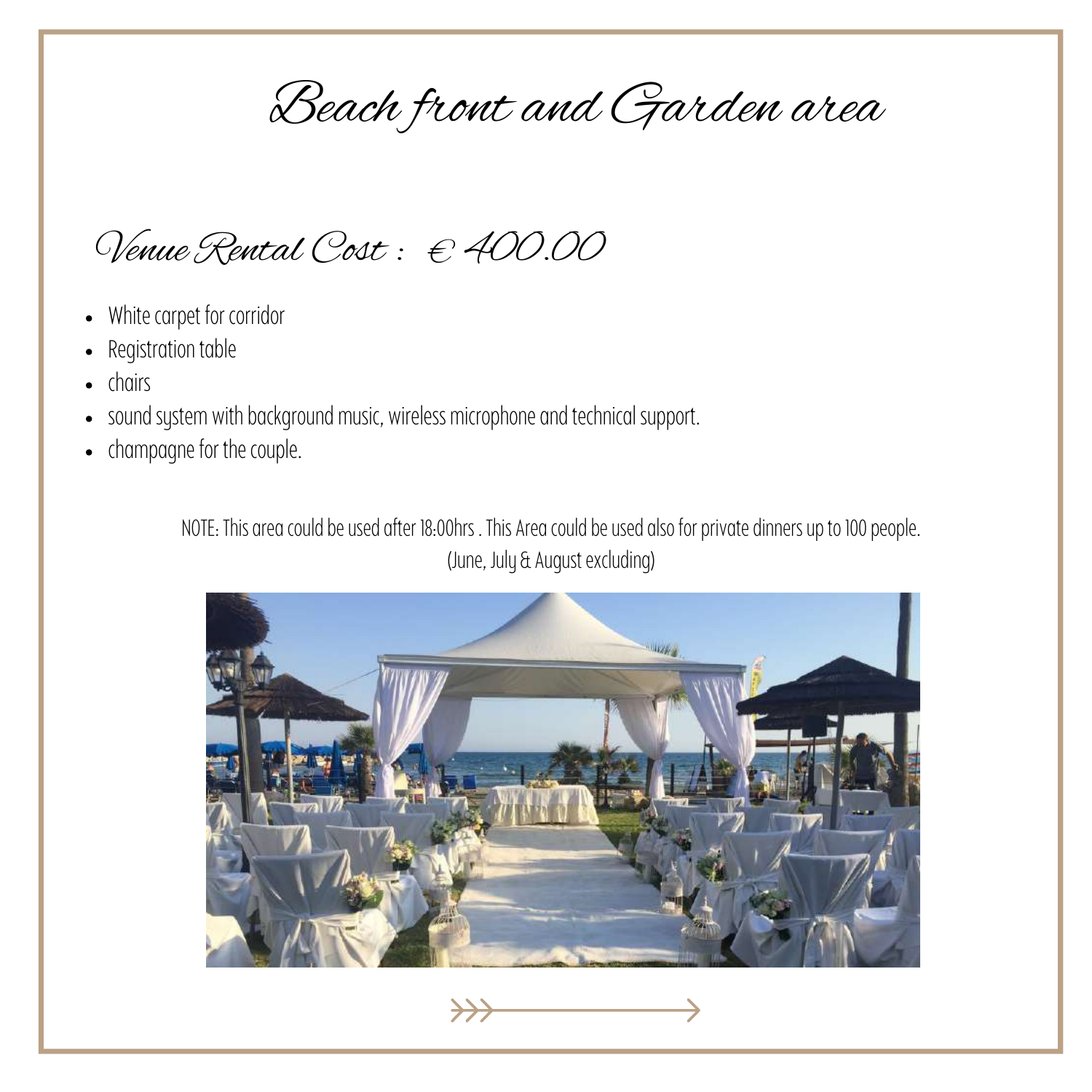# Beach front and Garden area

## Venue Rental Cost : € 400.00

- White carpet for corridor
- Registration table
- chairs
- sound system with background music, wireless microphone and technical support.
- champagne for the couple.

NOTE: This area could be used after 18:00hrs . This Area could be used also for private dinners up to 100 people. (June, July & August excluding)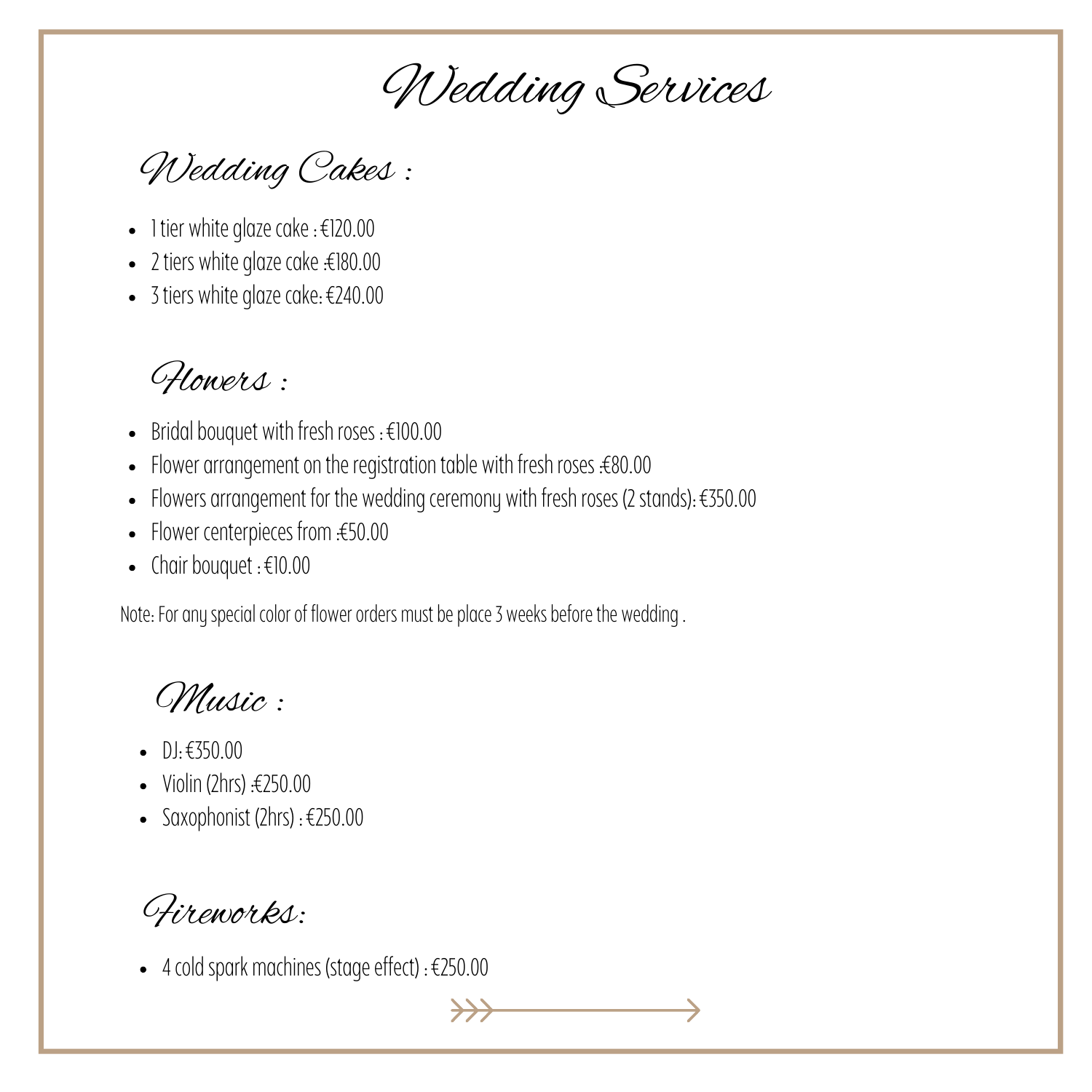# Wedding Services

## Wedding Cakes :

- 1 tier white glaze cake : €120.00
- 2 tiers white glaze cake :€180.00
- 3 tiers white glaze cake: €240.00

## Flowers :

- Bridal bouquet with fresh roses : €100.00
- Flower arrangement on the registration table with fresh roses :€80.00
- Flowers arrangement for the wedding ceremony with fresh roses (2 stands): €350.00
- Flower centerpieces from :€50.00
- Chair bouquet : €10.00

Note: For any special color of flower orders must be place 3 weeks before the wedding .

## Music :

- DJ: €350.00
- Violin (2hrs) :€250.00
- Saxophonist (2hrs) : €250.00

## Fireworks:

- 4 cold spark machines (stage effect) : €250.00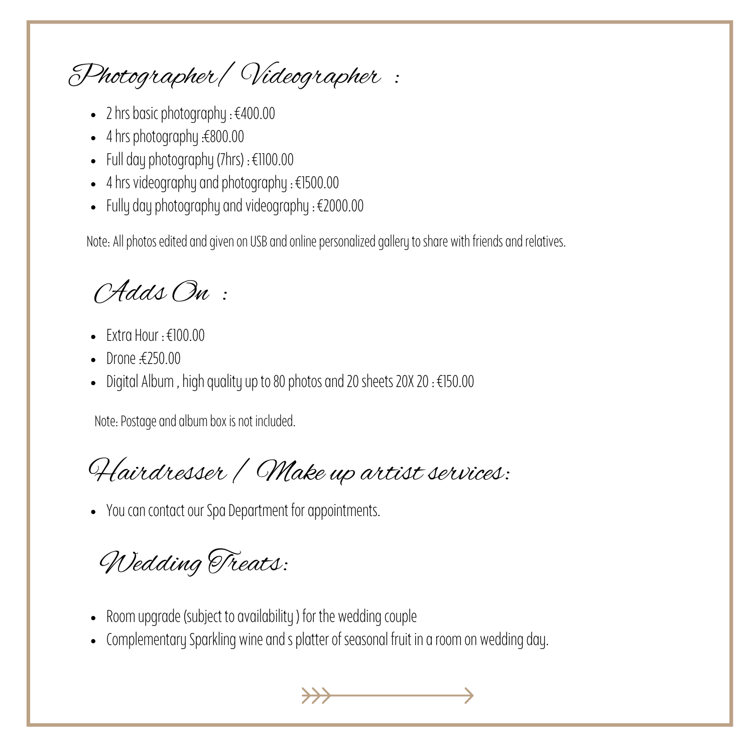## Photographer/ Videographer :

- 2 hrs basic photography : €400.00
- 4 hrs photography :€800.00
- Full day photography (7hrs) : €1100.00
- 4 hrs videography and photography : €1500.00
- Fully day photography and videography : €2000.00

Note: All photos edited and given on USB and online personalized gallery to share with friends and relatives.

## Adds On :

- Extra Hour : €100.00
- Drone :€250.00
- Digital Album , high quality up to 80 photos and 20 sheets 20X 20 : €150.00

Note: Postage and album box is not included.

## Hairdresser / Make up artist services:

- You can contact our Spa Department for appointments.

## Wedding Treats:

- Room upgrade (subject to availability ) for the wedding couple
- Complementary Sparkling wine and s platter of seasonal fruit in a room on wedding day.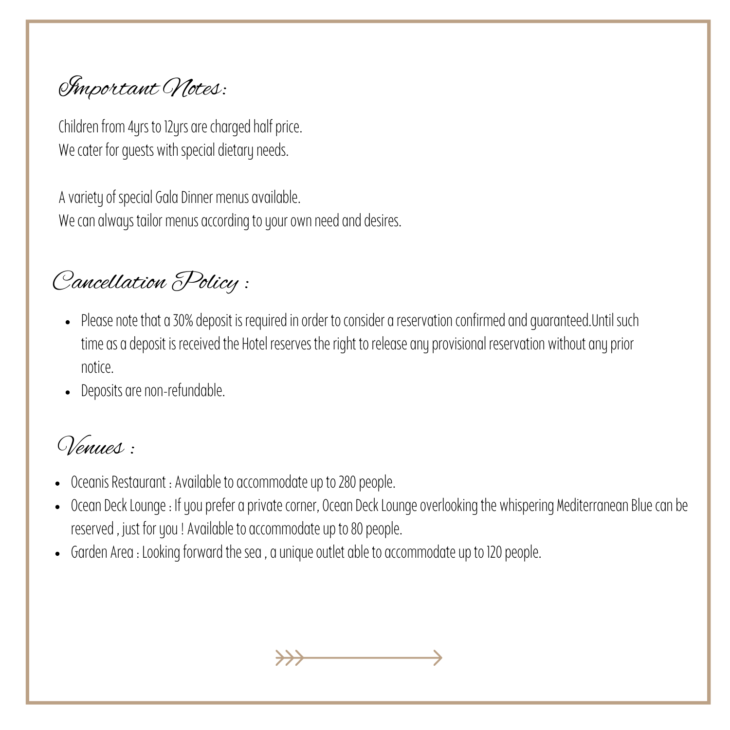## Important Notes:

Children from 4yrs to 12yrs are charged half price.
We cater for guests with special dietary needs.

A variety of special Gala Dinner menus available.
We can always tailor menus according to your own need and desires.

## Cancellation Policy :

- Please note that a 30% deposit is required in order to consider a reservation confirmed and guaranteed.Until such time as a deposit is received the Hotel reserves the right to release any provisional reservation without any prior notice.
- Deposits are non-refundable.

## Venues :

- Oceanis Restaurant : Available to accommodate up to 280 people.
- Ocean Deck Lounge : If you prefer a private corner, Ocean Deck Lounge overlooking the whispering Mediterranean Blue can be reserved , just for you ! Available to accommodate up to 80 people.
- Garden Area : Looking forward the sea , a unique outlet able to accommodate up to 120 people.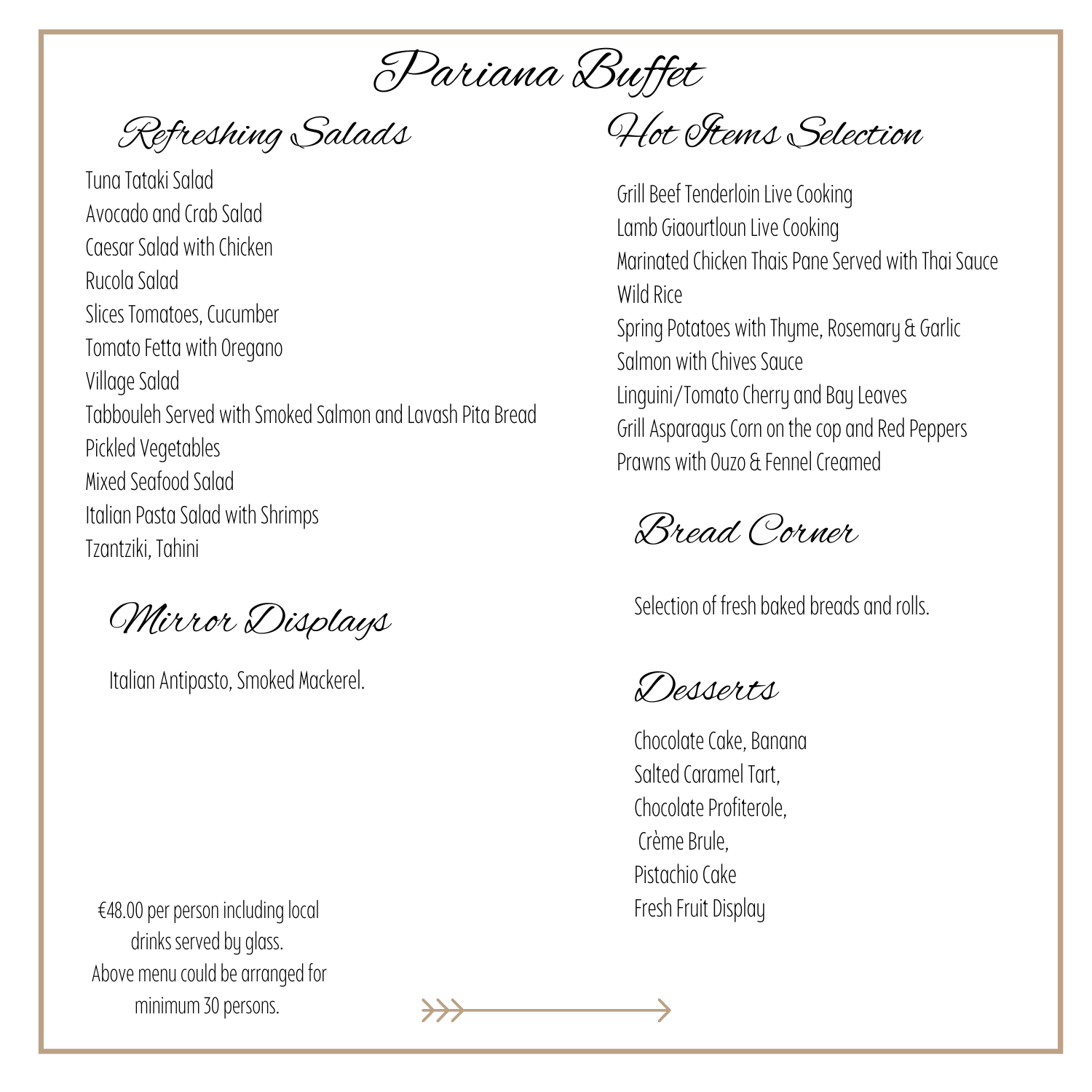# Pariana Buffet

## Refreshing Salads

Tuna Tataki Salad
Avocado and Crab Salad
Caesar Salad with Chicken
Rucola Salad
Slices Tomatoes, Cucumber
Tomato Fetta with Oregano
Village Salad
Tabbouleh Served with Smoked Salmon and Lavash Pita Bread
Pickled Vegetables
Mixed Seafood Salad
Italian Pasta Salad with Shrimps
Tzantziki, Tahini

## Mirror Displays

Italian Antipasto, Smoked Mackerel.

€48.00 per person including local drinks served by glass.
Above menu could be arranged for minimum 30 persons.

## Hot Items Selection

Grill Beef Tenderloin Live Cooking
Lamb Giaourtloun Live Cooking
Marinated Chicken Thais Pane Served with Thai Sauce
Wild Rice
Spring Potatoes with Thyme, Rosemary & Garlic
Salmon with Chives Sauce
Linguini/Tomato Cherry and Bay Leaves
Grill Asparagus Corn on the cop and Red Peppers
Prawns with Ouzo & Fennel Creamed

## Bread Corner

Selection of fresh baked breads and rolls.

## Desserts

Chocolate Cake, Banana
Salted Caramel Tart,
Chocolate Profiterole,
Crème Brule,
Pistachio Cake
Fresh Fruit Display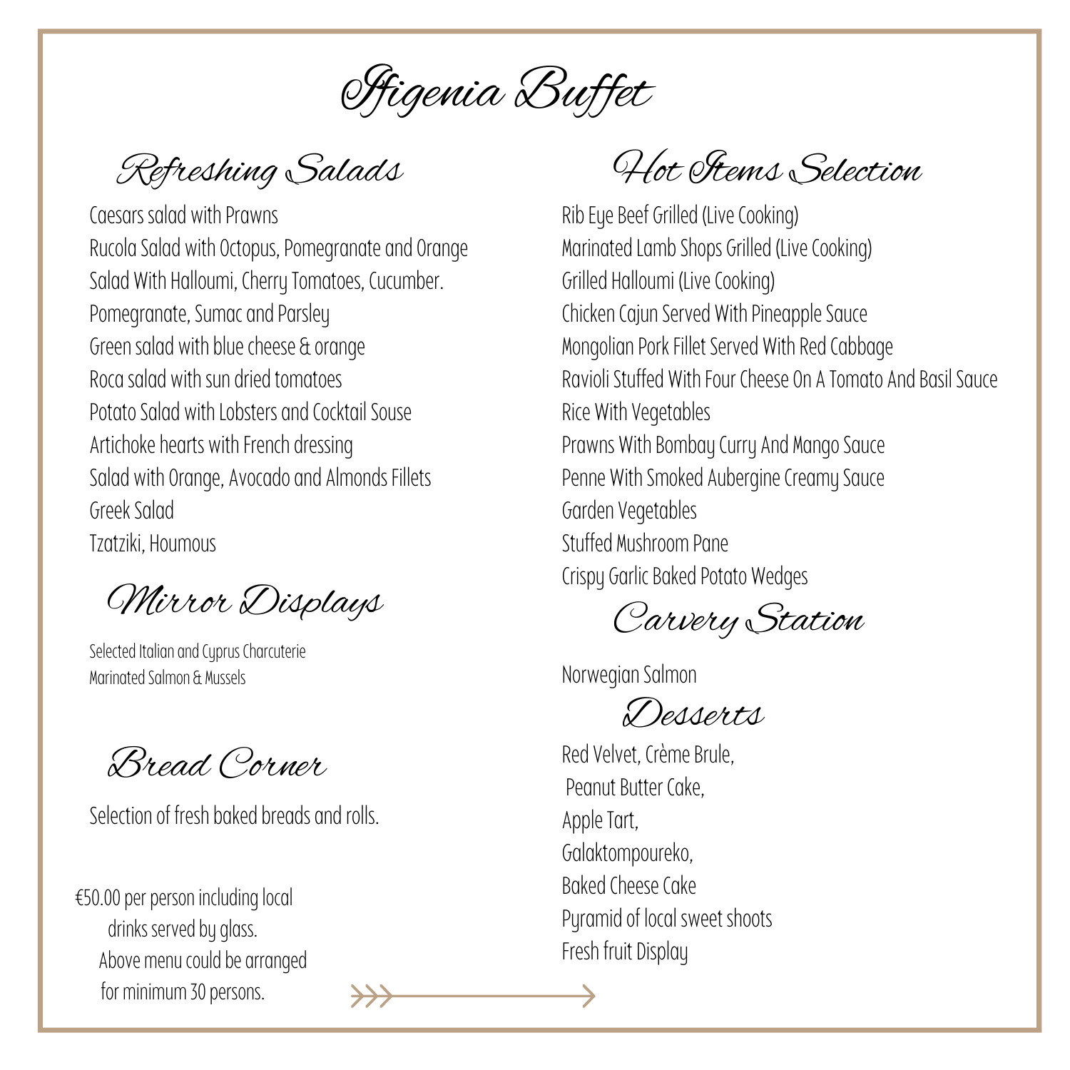# Ifigenia Buffet

## Refreshing Salads

Caesars salad with Prawns
Rucola Salad with Octopus, Pomegranate and Orange
Salad With Halloumi, Cherry Tomatoes, Cucumber.
Pomegranate, Sumac and Parsley
Green salad with blue cheese & orange
Roca salad with sun dried tomatoes
Potato Salad with Lobsters and Cocktail Souse
Artichoke hearts with French dressing
Salad with Orange, Avocado and Almonds Fillets
Greek Salad
Tzatziki, Houmous

## Mirror Displays

Selected Italian and Cyprus Charcuterie
Marinated Salmon & Mussels

## Bread Corner

Selection of fresh baked breads and rolls.

€50.00 per person including local drinks served by glass.
Above menu could be arranged for minimum 30 persons.

## Hot Items Selection

Rib Eye Beef Grilled (Live Cooking)
Marinated Lamb Shops Grilled (Live Cooking)
Grilled Halloumi (Live Cooking)
Chicken Cajun Served With Pineapple Sauce
Mongolian Pork Fillet Served With Red Cabbage
Ravioli Stuffed With Four Cheese On A Tomato And Basil Sauce
Rice With Vegetables
Prawns With Bombay Curry And Mango Sauce
Penne With Smoked Aubergine Creamy Sauce
Garden Vegetables
Stuffed Mushroom Pane
Crispy Garlic Baked Potato Wedges

## Carvery Station

Norwegian Salmon

## Desserts

Red Velvet, Crème Brule,
Peanut Butter Cake,
Apple Tart,
Galaktompoureko,
Baked Cheese Cake
Pyramid of local sweet shoots
Fresh fruit Display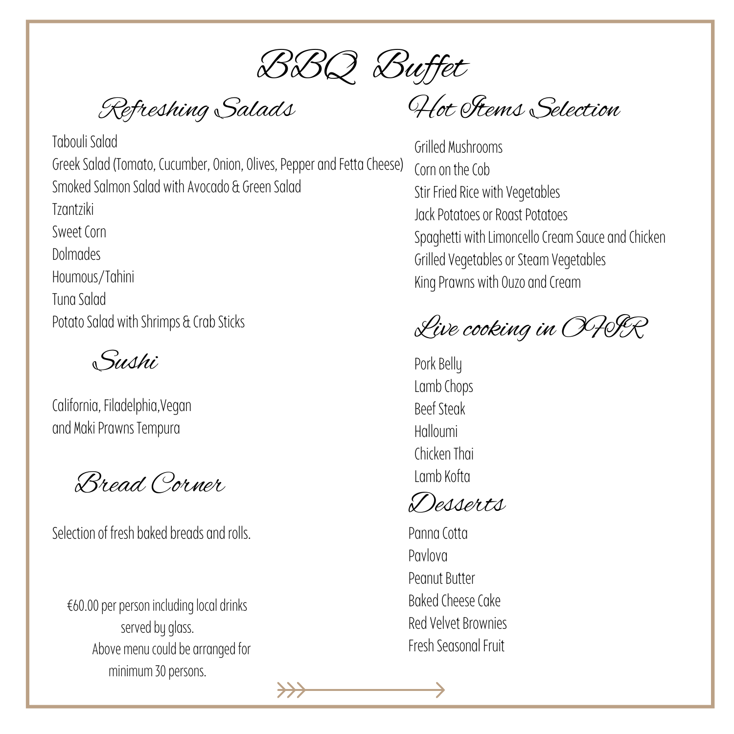# BBQ Buffet

## Refreshing Salads

Tabouli Salad
Greek Salad (Tomato, Cucumber, Onion, Olives, Pepper and Fetta Cheese)
Smoked Salmon Salad with Avocado & Green Salad
Tzantziki
Sweet Corn
Dolmades
Houmous/Tahini
Tuna Salad
Potato Salad with Shrimps & Crab Sticks

## Sushi

California, Filadelphia,Vegan
and Maki Prawns Tempura

## Bread Corner

Selection of fresh baked breads and rolls.

€60.00 per person including local drinks served by glass.
Above menu could be arranged for minimum 30 persons.

## Hot Items Selection

Grilled Mushrooms
Corn on the Cob
Stir Fried Rice with Vegetables
Jack Potatoes or Roast Potatoes
Spaghetti with Limoncello Cream Sauce and Chicken
Grilled Vegetables or Steam Vegetables
King Prawns with Ouzo and Cream

## Live cooking in OFIR

Pork Belly
Lamb Chops
Beef Steak
Halloumi
Chicken Thai
Lamb Kofta

## Desserts

Panna Cotta
Pavlova
Peanut Butter
Baked Cheese Cake
Red Velvet Brownies
Fresh Seasonal Fruit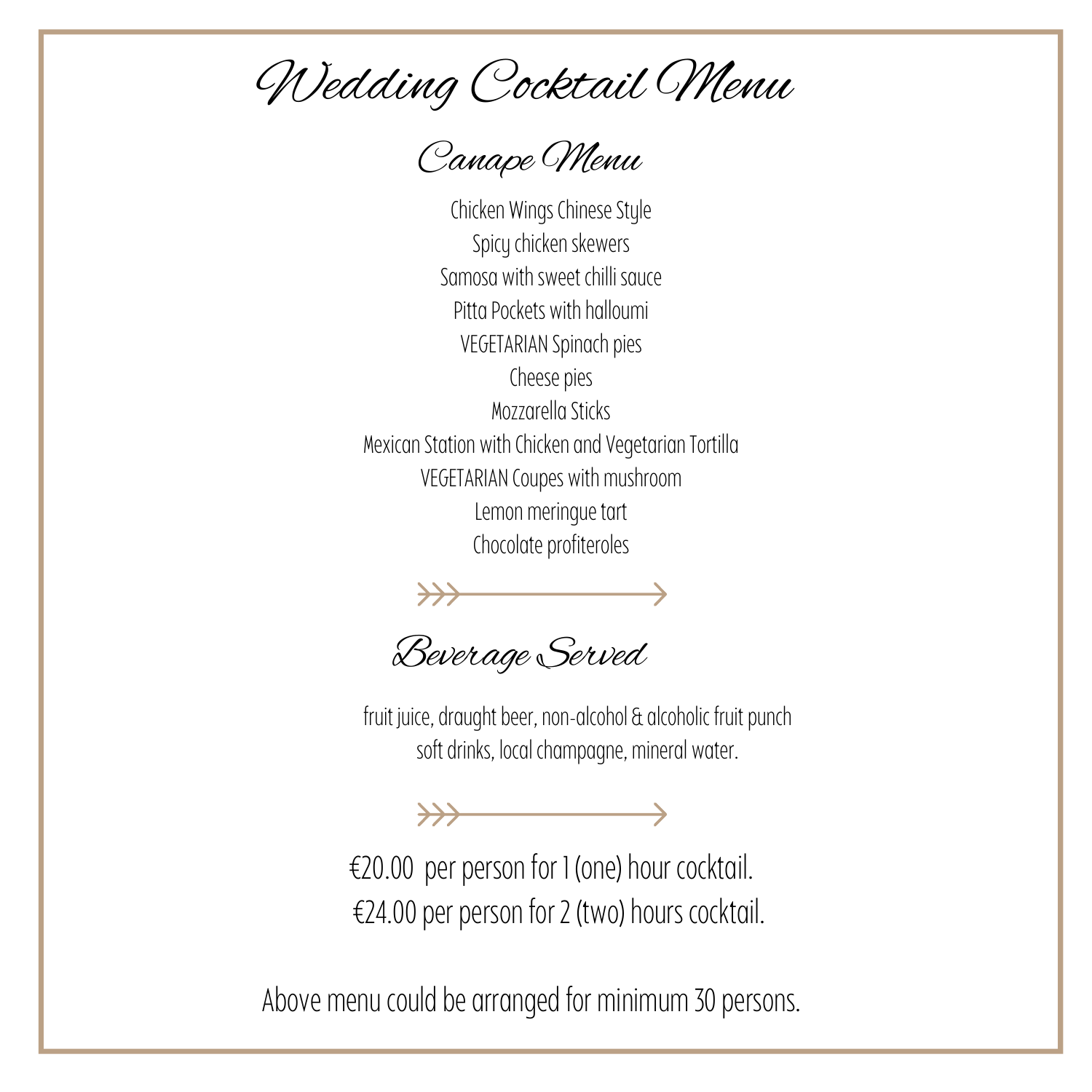# Wedding Cocktail Menu

## Canape Menu

Chicken Wings Chinese Style
Spicy chicken skewers
Samosa with sweet chilli sauce
Pitta Pockets with halloumi
VEGETARIAN Spinach pies
Cheese pies
Mozzarella Sticks
Mexican Station with Chicken and Vegetarian Tortilla
VEGETARIAN Coupes with mushroom
Lemon meringue tart
Chocolate profiteroles

## Beverage Served

fruit juice, draught beer, non-alcohol & alcoholic fruit punch
soft drinks, local champagne, mineral water.

€20.00 per person for 1 (one) hour cocktail.
€24.00 per person for 2 (two) hours cocktail.

Above menu could be arranged for minimum 30 persons.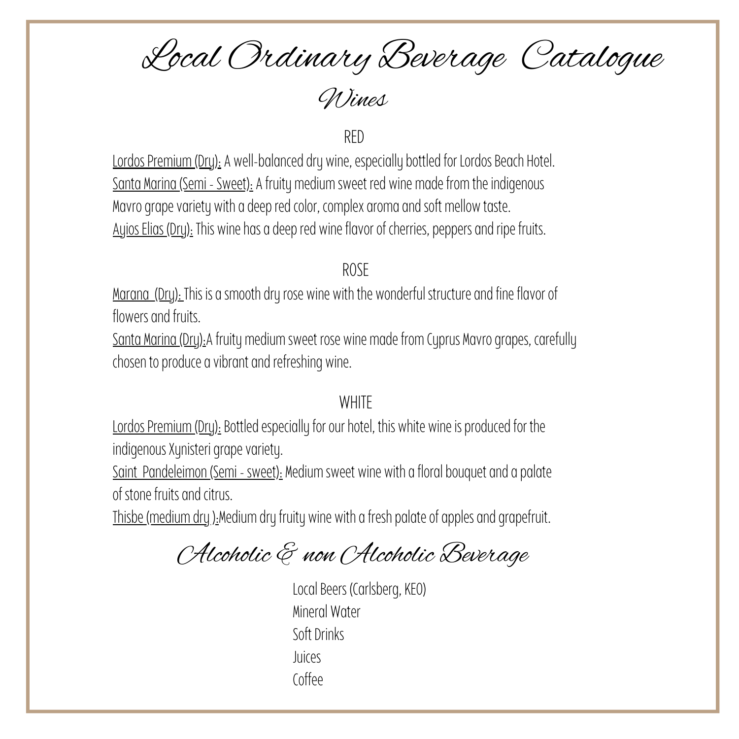# Local Ordinary Beverage Catalogue

## Wines

### RED

Lordos Premium (Dry): A well-balanced dry wine, especially bottled for Lordos Beach Hotel.
Santa Marina (Semi - Sweet): A fruity medium sweet red wine made from the indigenous Mavro grape variety with a deep red color, complex aroma and soft mellow taste.
Ayios Elias (Dry): This wine has a deep red wine flavor of cherries, peppers and ripe fruits.

### ROSE

Marana (Dry): This is a smooth dry rose wine with the wonderful structure and fine flavor of flowers and fruits.
Santa Marina (Dry): A fruity medium sweet rose wine made from Cyprus Mavro grapes, carefully chosen to produce a vibrant and refreshing wine.

### WHITE

Lordos Premium (Dry): Bottled especially for our hotel, this white wine is produced for the indigenous Xynisteri grape variety.
Saint Pandeleimon (Semi - sweet): Medium sweet wine with a floral bouquet and a palate of stone fruits and citrus.
Thisbe (medium dry ): Medium dry fruity wine with a fresh palate of apples and grapefruit.

## Alcoholic & non Alcoholic Beverage

Local Beers (Carlsberg, KEO)
Mineral Water
Soft Drinks
Juices
Coffee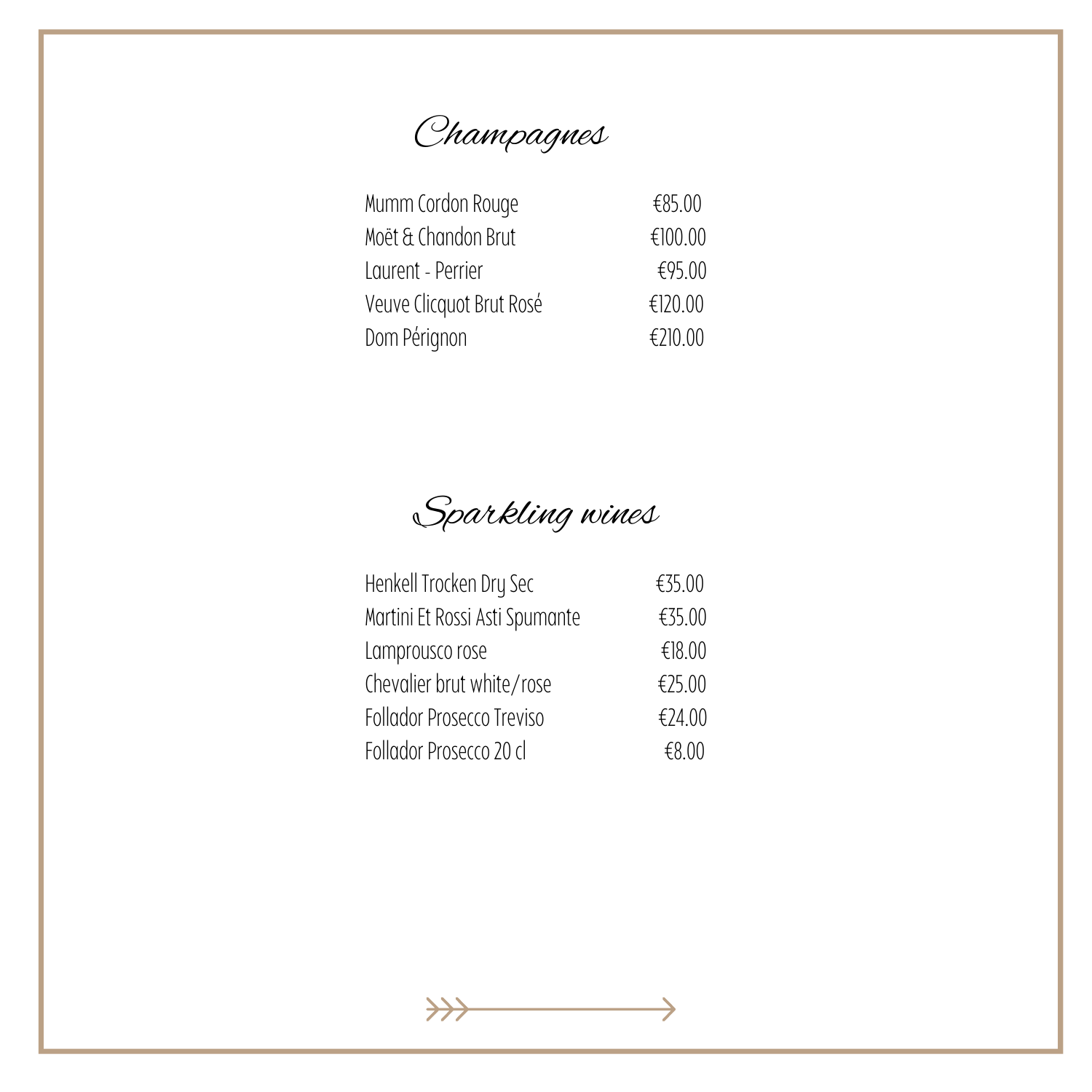# Champagnes

| | |
|---|---|
| Mumm Cordon Rouge | €85.00 |
| Moët & Chandon Brut | €100.00 |
| Laurent - Perrier | €95.00 |
| Veuve Clicquot Brut Rosé | €120.00 |
| Dom Pérignon | €210.00 |

# Sparkling wines

| | |
|---|---|
| Henkell Trocken Dry Sec | €35.00 |
| Martini Et Rossi Asti Spumante | €35.00 |
| Lamprousco rose | €18.00 |
| Chevalier brut white/rose | €25.00 |
| Follador Prosecco Treviso | €24.00 |
| Follador Prosecco 20 cl | €8.00 |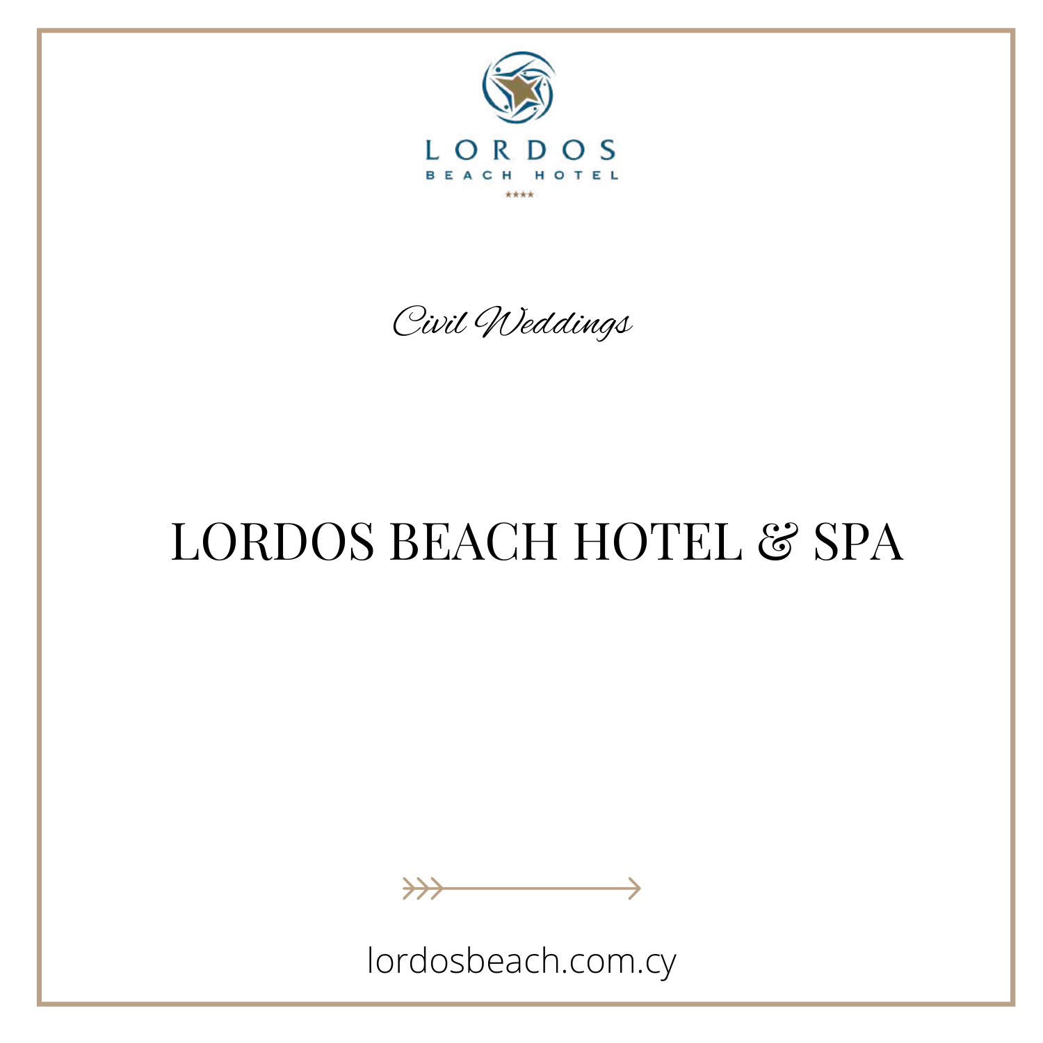LORDOS

BEACH HOTEL

*Civil Weddings*

# LORDOS BEACH HOTEL & SPA

lordosbeach.com.cy